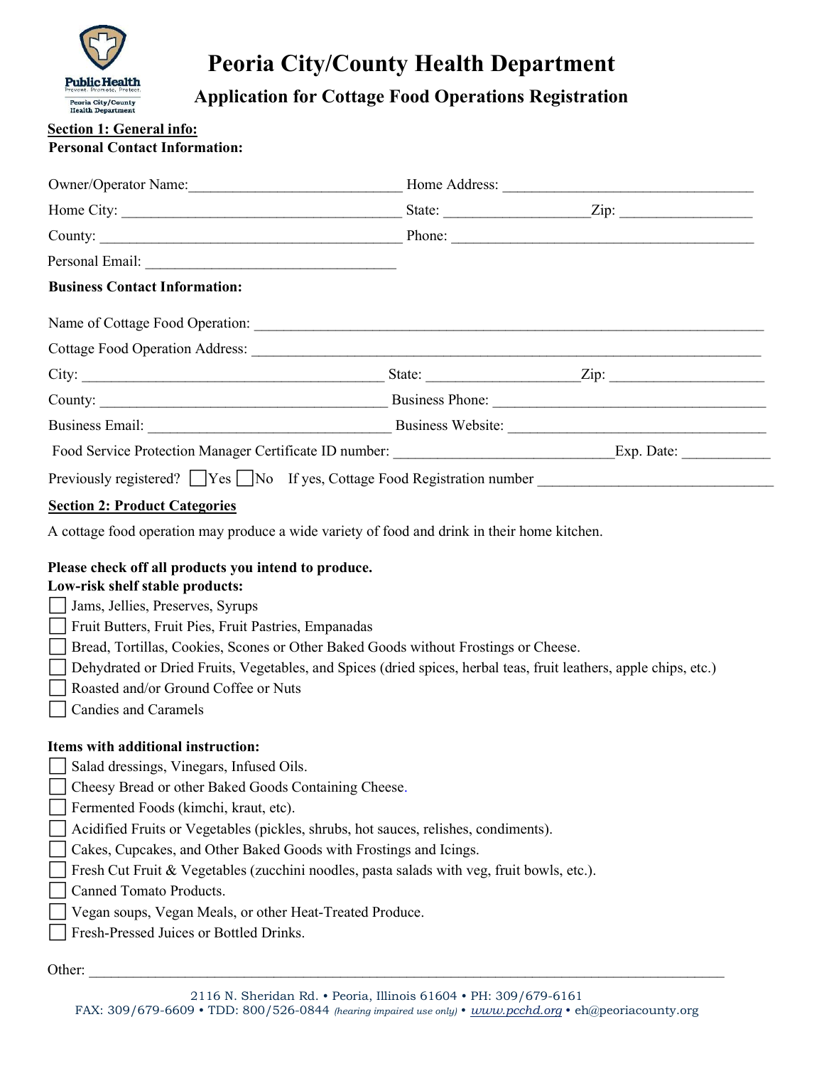# Peoria City/County Health Department

## Application for Cottage Food Operations Registration

**Section 1: General info:**

**Personal Contact Information:**

Owner/Operator Name:____________________________ Home Address: _________________________________

Home City: _____________________________________ State: __________________Zip: _________________

County: ________________________________________ Phone: ________________________________________

Personal Email: _________________________________

**Business Contact Information:**

Name of Cottage Food Operation: _______________________________________________________________

Cottage Food Operation Address: _______________________________________________________________

City: _______________________________________ State: ___________________Zip: ____________________

County: ____________________________________ Business Phone: ___________________________________

Business Email: _______________________________ Business Website: ________________________________

Food Service Protection Manager Certificate ID number: _____________________________Exp. Date: ___________

Previously registered? ☐ Yes ☐ No If yes, Cottage Food Registration number ______________________________

**Section 2: Product Categories**

A cottage food operation may produce a wide variety of food and drink in their home kitchen.

**Please check off all products you intend to produce.**

**Low-risk shelf stable products:**

- ☐ Jams, Jellies, Preserves, Syrups
- ☐ Fruit Butters, Fruit Pies, Fruit Pastries, Empanadas
- ☐ Bread, Tortillas, Cookies, Scones or Other Baked Goods without Frostings or Cheese.
- ☐ Dehydrated or Dried Fruits, Vegetables, and Spices (dried spices, herbal teas, fruit leathers, apple chips, etc.)
- ☐ Roasted and/or Ground Coffee or Nuts
- ☐ Candies and Caramels

**Items with additional instruction:**

- ☐ Salad dressings, Vinegars, Infused Oils.
- ☐ Cheesy Bread or other Baked Goods Containing Cheese.
- ☐ Fermented Foods (kimchi, kraut, etc).
- ☐ Acidified Fruits or Vegetables (pickles, shrubs, hot sauces, relishes, condiments).
- ☐ Cakes, Cupcakes, and Other Baked Goods with Frostings and Icings.
- ☐ Fresh Cut Fruit & Vegetables (zucchini noodles, pasta salads with veg, fruit bowls, etc.).
- ☐ Canned Tomato Products.
- ☐ Vegan soups, Vegan Meals, or other Heat-Treated Produce.
- ☐ Fresh-Pressed Juices or Bottled Drinks.

Other: ___________________________________________________________________________________

2116 N. Sheridan Rd. • Peoria, Illinois 61604 • PH: 309/679-6161
FAX: 309/679-6609 • TDD: 800/526-0844 *(hearing impaired use only)* • *www.pcchd.org* • eh@peoriacounty.org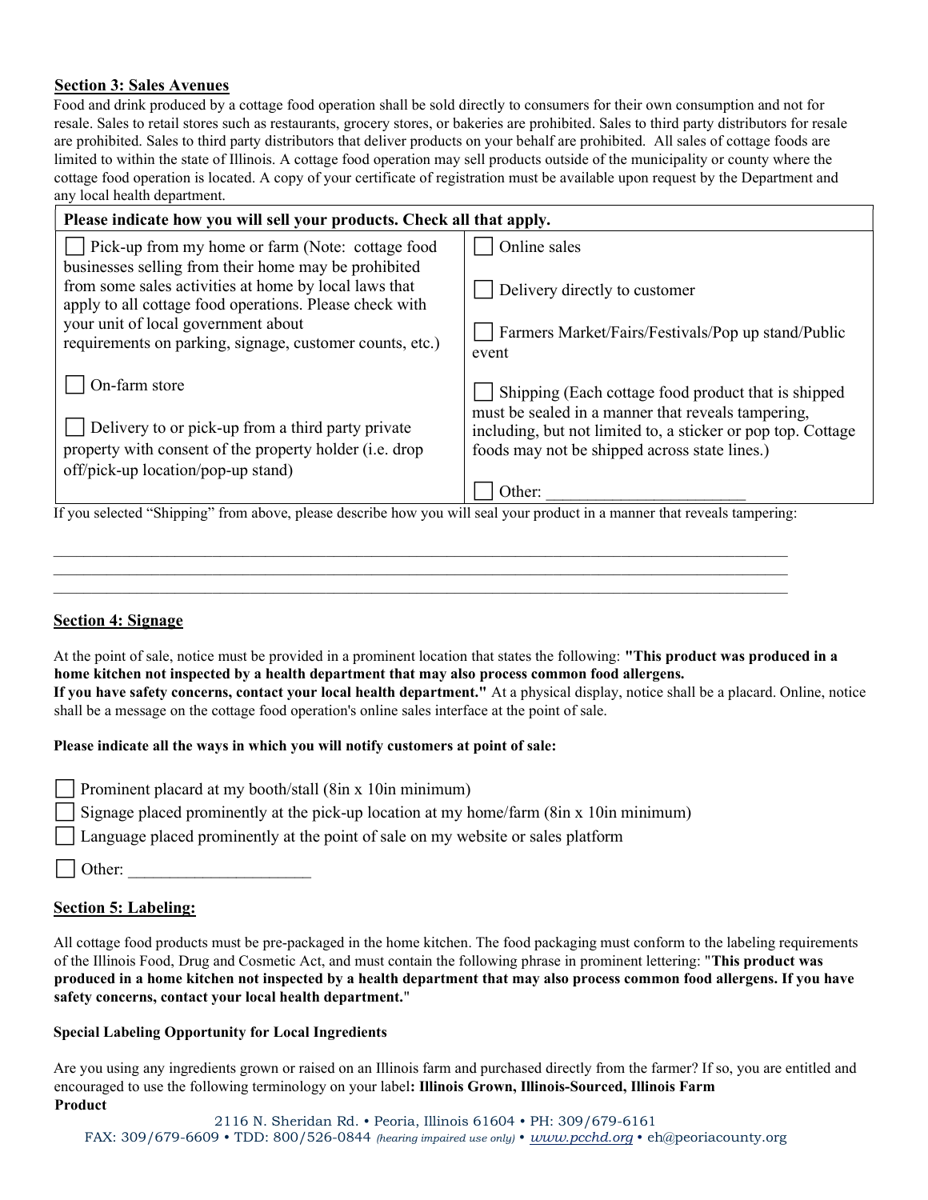## Section 3: Sales Avenues

Food and drink produced by a cottage food operation shall be sold directly to consumers for their own consumption and not for resale. Sales to retail stores such as restaurants, grocery stores, or bakeries are prohibited. Sales to third party distributors for resale are prohibited. Sales to third party distributors that deliver products on your behalf are prohibited. All sales of cottage foods are limited to within the state of Illinois. A cottage food operation may sell products outside of the municipality or county where the cottage food operation is located. A copy of your certificate of registration must be available upon request by the Department and any local health department.

| Please indicate how you will sell your products. Check all that apply. | |
|---|---|
| ☐ Pick-up from my home or farm (Note: cottage food businesses selling from their home may be prohibited from some sales activities at home by local laws that apply to all cottage food operations. Please check with your unit of local government about requirements on parking, signage, customer counts, etc.) | ☐ Online sales<br><br>☐ Delivery directly to customer<br><br>☐ Farmers Market/Fairs/Festivals/Pop up stand/Public event |
| ☐ On-farm store<br><br>☐ Delivery to or pick-up from a third party private property with consent of the property holder (i.e. drop off/pick-up location/pop-up stand) | ☐ Shipping (Each cottage food product that is shipped must be sealed in a manner that reveals tampering, including, but not limited to, a sticker or pop top. Cottage foods may not be shipped across state lines.)<br><br>☐ Other: ______________________ |

If you selected "Shipping" from above, please describe how you will seal your product in a manner that reveals tampering:

______________________________________________________________________________________

______________________________________________________________________________________

______________________________________________________________________________________

## Section 4: Signage

At the point of sale, notice must be provided in a prominent location that states the following: **"This product was produced in a home kitchen not inspected by a health department that may also process common food allergens. If you have safety concerns, contact your local health department."** At a physical display, notice shall be a placard. Online, notice shall be a message on the cottage food operation's online sales interface at the point of sale.

**Please indicate all the ways in which you will notify customers at point of sale:**

☐ Prominent placard at my booth/stall (8in x 10in minimum)

☐ Signage placed prominently at the pick-up location at my home/farm (8in x 10in minimum)

☐ Language placed prominently at the point of sale on my website or sales platform

☐ Other: ______________________

## Section 5: Labeling:

All cottage food products must be pre-packaged in the home kitchen. The food packaging must conform to the labeling requirements of the Illinois Food, Drug and Cosmetic Act, and must contain the following phrase in prominent lettering: "**This product was produced in a home kitchen not inspected by a health department that may also process common food allergens. If you have safety concerns, contact your local health department.**"

**Special Labeling Opportunity for Local Ingredients**

Are you using any ingredients grown or raised on an Illinois farm and purchased directly from the farmer? If so, you are entitled and encouraged to use the following terminology on your label**: Illinois Grown, Illinois-Sourced, Illinois Farm Product**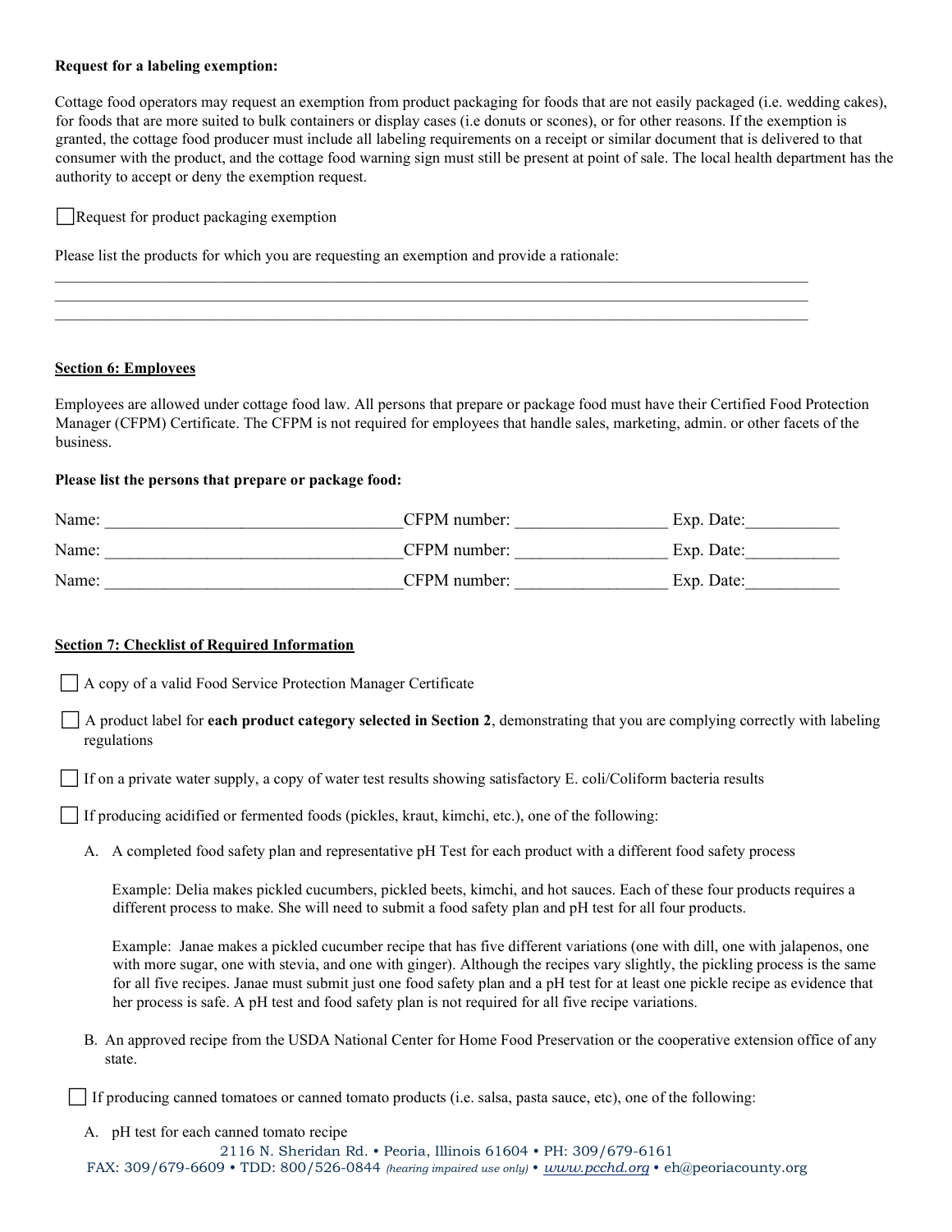**Request for a labeling exemption:**

Cottage food operators may request an exemption from product packaging for foods that are not easily packaged (i.e. wedding cakes), for foods that are more suited to bulk containers or display cases (i.e donuts or scones), or for other reasons. If the exemption is granted, the cottage food producer must include all labeling requirements on a receipt or similar document that is delivered to that consumer with the product, and the cottage food warning sign must still be present at point of sale. The local health department has the authority to accept or deny the exemption request.

☐ Request for product packaging exemption

Please list the products for which you are requesting an exemption and provide a rationale:

\_\_\_\_\_\_\_\_\_\_\_\_\_\_\_\_\_\_\_\_\_\_\_\_\_\_\_\_\_\_\_\_\_\_\_\_\_\_\_\_\_\_\_\_\_\_\_\_\_\_\_\_\_\_\_\_\_\_\_\_\_\_\_\_\_\_\_\_\_\_\_\_\_\_\_\_\_\_\_\_\_\_\_\_\_\_\_\_\_\_\_\_\_\_\_\_
\_\_\_\_\_\_\_\_\_\_\_\_\_\_\_\_\_\_\_\_\_\_\_\_\_\_\_\_\_\_\_\_\_\_\_\_\_\_\_\_\_\_\_\_\_\_\_\_\_\_\_\_\_\_\_\_\_\_\_\_\_\_\_\_\_\_\_\_\_\_\_\_\_\_\_\_\_\_\_\_\_\_\_\_\_\_\_\_\_\_\_\_\_\_\_\_
\_\_\_\_\_\_\_\_\_\_\_\_\_\_\_\_\_\_\_\_\_\_\_\_\_\_\_\_\_\_\_\_\_\_\_\_\_\_\_\_\_\_\_\_\_\_\_\_\_\_\_\_\_\_\_\_\_\_\_\_\_\_\_\_\_\_\_\_\_\_\_\_\_\_\_\_\_\_\_\_\_\_\_\_\_\_\_\_\_\_\_\_\_\_\_\_

## Section 6: Employees

Employees are allowed under cottage food law. All persons that prepare or package food must have their Certified Food Protection Manager (CFPM) Certificate. The CFPM is not required for employees that handle sales, marketing, admin. or other facets of the business.

**Please list the persons that prepare or package food:**

Name: \_\_\_\_\_\_\_\_\_\_\_\_\_\_\_\_\_\_\_\_\_\_\_\_\_\_\_\_\_\_\_\_\_\_ CFPM number: \_\_\_\_\_\_\_\_\_\_\_\_\_\_\_\_\_\_ Exp. Date: \_\_\_\_\_\_\_\_\_\_\_

Name: \_\_\_\_\_\_\_\_\_\_\_\_\_\_\_\_\_\_\_\_\_\_\_\_\_\_\_\_\_\_\_\_\_\_ CFPM number: \_\_\_\_\_\_\_\_\_\_\_\_\_\_\_\_\_\_ Exp. Date: \_\_\_\_\_\_\_\_\_\_\_

Name: \_\_\_\_\_\_\_\_\_\_\_\_\_\_\_\_\_\_\_\_\_\_\_\_\_\_\_\_\_\_\_\_\_\_ CFPM number: \_\_\_\_\_\_\_\_\_\_\_\_\_\_\_\_\_\_ Exp. Date: \_\_\_\_\_\_\_\_\_\_\_

## Section 7: Checklist of Required Information

☐ A copy of a valid Food Service Protection Manager Certificate

☐ A product label for **each product category selected in Section 2**, demonstrating that you are complying correctly with labeling regulations

☐ If on a private water supply, a copy of water test results showing satisfactory E. coli/Coliform bacteria results

☐ If producing acidified or fermented foods (pickles, kraut, kimchi, etc.), one of the following:

A. A completed food safety plan and representative pH Test for each product with a different food safety process

   Example: Delia makes pickled cucumbers, pickled beets, kimchi, and hot sauces. Each of these four products requires a different process to make. She will need to submit a food safety plan and pH test for all four products.

   Example: Janae makes a pickled cucumber recipe that has five different variations (one with dill, one with jalapenos, one with more sugar, one with stevia, and one with ginger). Although the recipes vary slightly, the pickling process is the same for all five recipes. Janae must submit just one food safety plan and a pH test for at least one pickle recipe as evidence that her process is safe. A pH test and food safety plan is not required for all five recipe variations.

B. An approved recipe from the USDA National Center for Home Food Preservation or the cooperative extension office of any state.

☐ If producing canned tomatoes or canned tomato products (i.e. salsa, pasta sauce, etc), one of the following:

A. pH test for each canned tomato recipe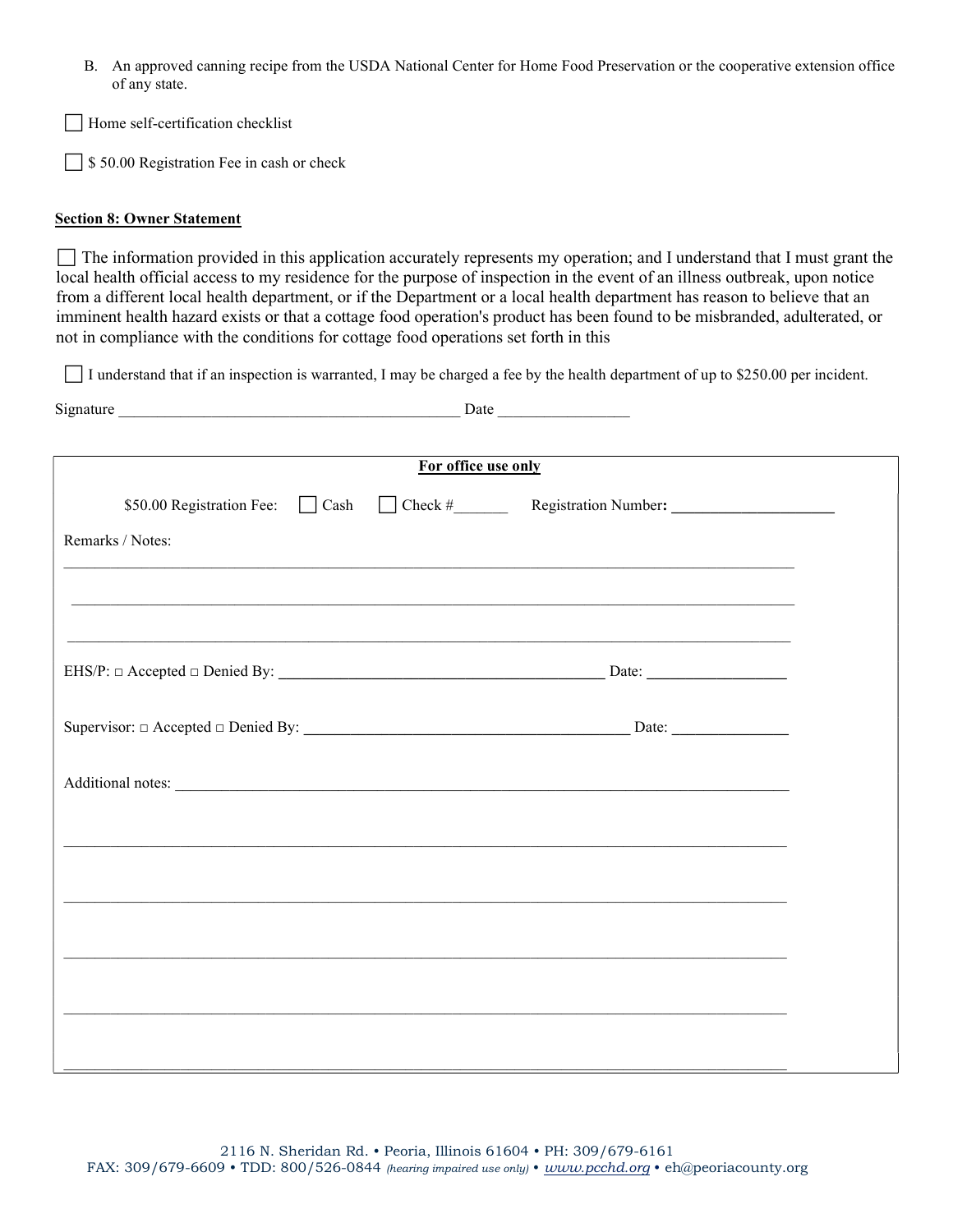B. An approved canning recipe from the USDA National Center for Home Food Preservation or the cooperative extension office of any state.

☐ Home self-certification checklist

☐ $ 50.00 Registration Fee in cash or check

**Section 8: Owner Statement**

☐ The information provided in this application accurately represents my operation; and I understand that I must grant the local health official access to my residence for the purpose of inspection in the event of an illness outbreak, upon notice from a different local health department, or if the Department or a local health department has reason to believe that an imminent health hazard exists or that a cottage food operation's product has been found to be misbranded, adulterated, or not in compliance with the conditions for cottage food operations set forth in this

☐ I understand that if an inspection is warranted, I may be charged a fee by the health department of up to $250.00 per incident.

Signature ____________________________________________ Date ________________

**For office use only**

$50.00 Registration Fee: ☐ Cash ☐ Check #_______ Registration Number: ____________________

Remarks / Notes:

________________________________________________________________________________________

________________________________________________________________________________________

________________________________________________________________________________________

EHS/P: □ Accepted □ Denied By: ________________________________________ Date: _________________

Supervisor: □ Accepted □ Denied By: ________________________________________ Date: ______________

Additional notes: ______________________________________________________________________

________________________________________________________________________________________

________________________________________________________________________________________

________________________________________________________________________________________

________________________________________________________________________________________

________________________________________________________________________________________

2116 N. Sheridan Rd. • Peoria, Illinois 61604 • PH: 309/679-6161
FAX: 309/679-6609 • TDD: 800/526-0844 *(hearing impaired use only)* • www.pcchd.org • eh@peoriacounty.org